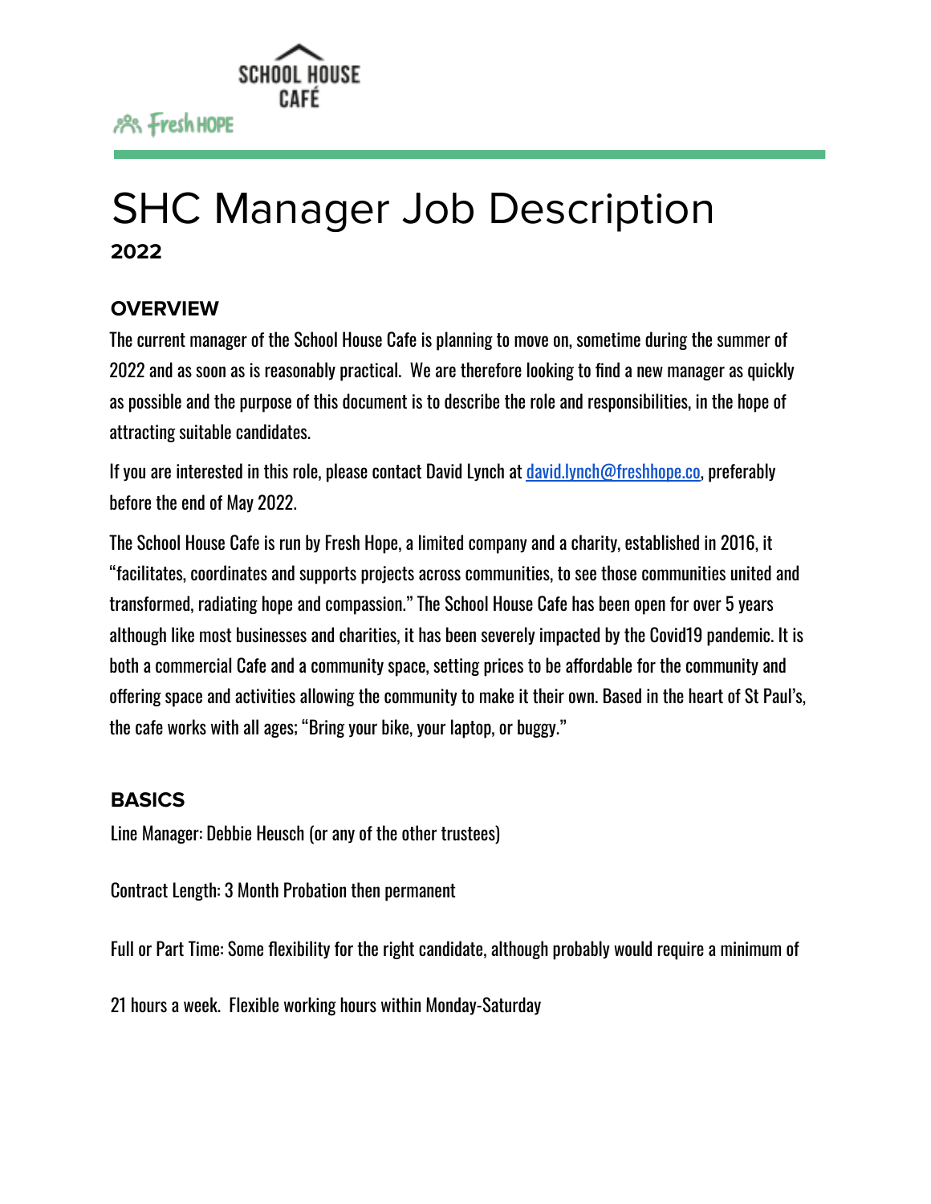SCHOOL HOUSE CAFÉ

Fresh HOPE

# SHC Manager Job Description

**2022**

## OVERVIEW

The current manager of the School House Cafe is planning to move on, sometime during the summer of 2022 and as soon as is reasonably practical. We are therefore looking to find a new manager as quickly as possible and the purpose of this document is to describe the role and responsibilities, in the hope of attracting suitable candidates.

If you are interested in this role, please contact David Lynch at david.lynch@freshhope.co, preferably before the end of May 2022.

The School House Cafe is run by Fresh Hope, a limited company and a charity, established in 2016, it "facilitates, coordinates and supports projects across communities, to see those communities united and transformed, radiating hope and compassion." The School House Cafe has been open for over 5 years although like most businesses and charities, it has been severely impacted by the Covid19 pandemic. It is both a commercial Cafe and a community space, setting prices to be affordable for the community and offering space and activities allowing the community to make it their own. Based in the heart of St Paul's, the cafe works with all ages; "Bring your bike, your laptop, or buggy."

## BASICS

Line Manager: Debbie Heusch (or any of the other trustees)

Contract Length: 3 Month Probation then permanent

Full or Part Time: Some flexibility for the right candidate, although probably would require a minimum of 21 hours a week. Flexible working hours within Monday-Saturday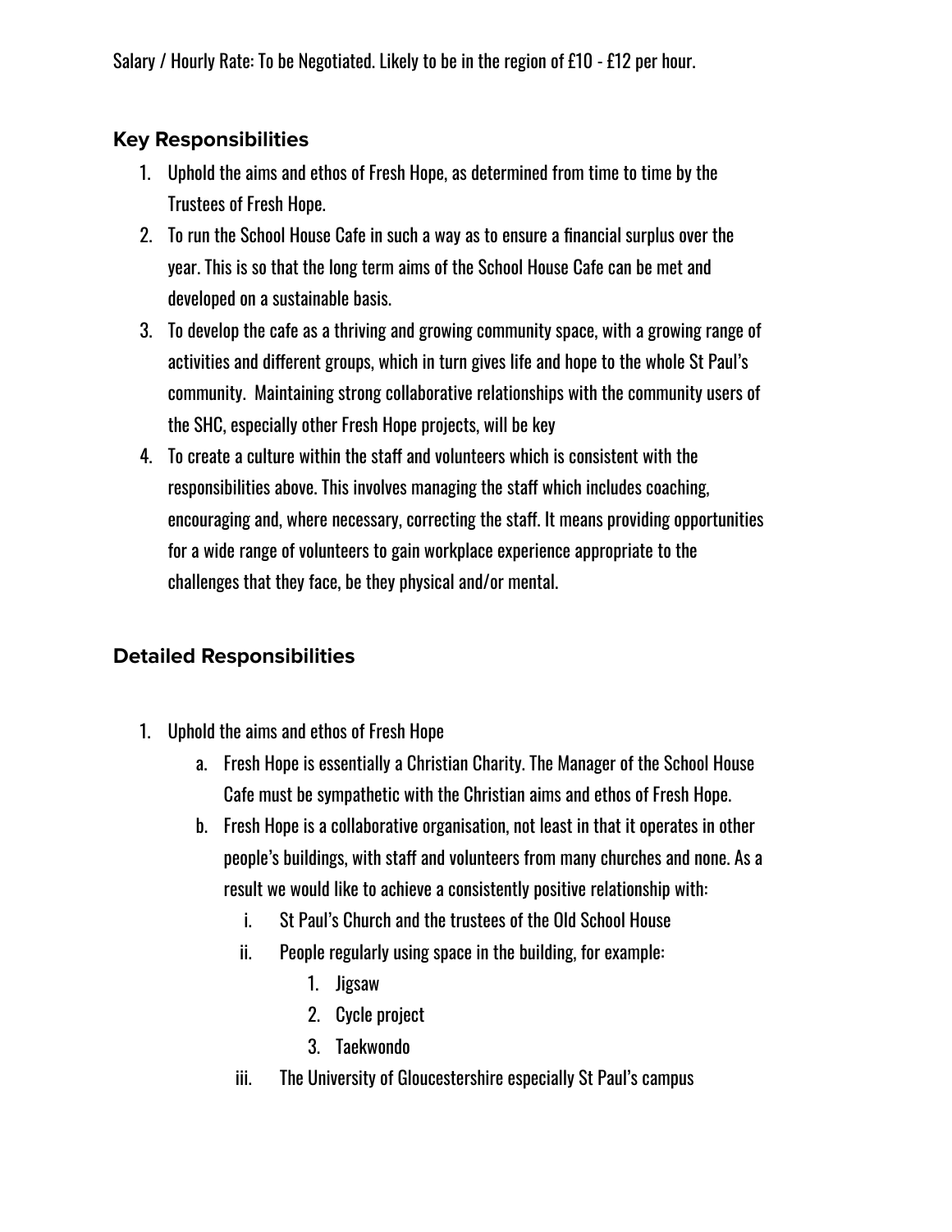Salary / Hourly Rate: To be Negotiated. Likely to be in the region of £10 - £12 per hour.

### Key Responsibilities

1. Uphold the aims and ethos of Fresh Hope, as determined from time to time by the Trustees of Fresh Hope.
2. To run the School House Cafe in such a way as to ensure a financial surplus over the year. This is so that the long term aims of the School House Cafe can be met and developed on a sustainable basis.
3. To develop the cafe as a thriving and growing community space, with a growing range of activities and different groups, which in turn gives life and hope to the whole St Paul's community. Maintaining strong collaborative relationships with the community users of the SHC, especially other Fresh Hope projects, will be key
4. To create a culture within the staff and volunteers which is consistent with the responsibilities above. This involves managing the staff which includes coaching, encouraging and, where necessary, correcting the staff. It means providing opportunities for a wide range of volunteers to gain workplace experience appropriate to the challenges that they face, be they physical and/or mental.

### Detailed Responsibilities

1. Uphold the aims and ethos of Fresh Hope
   a. Fresh Hope is essentially a Christian Charity. The Manager of the School House Cafe must be sympathetic with the Christian aims and ethos of Fresh Hope.
   b. Fresh Hope is a collaborative organisation, not least in that it operates in other people's buildings, with staff and volunteers from many churches and none. As a result we would like to achieve a consistently positive relationship with:
      i. St Paul's Church and the trustees of the Old School House
      ii. People regularly using space in the building, for example:
         1. Jigsaw
         2. Cycle project
         3. Taekwondo
      iii. The University of Gloucestershire especially St Paul's campus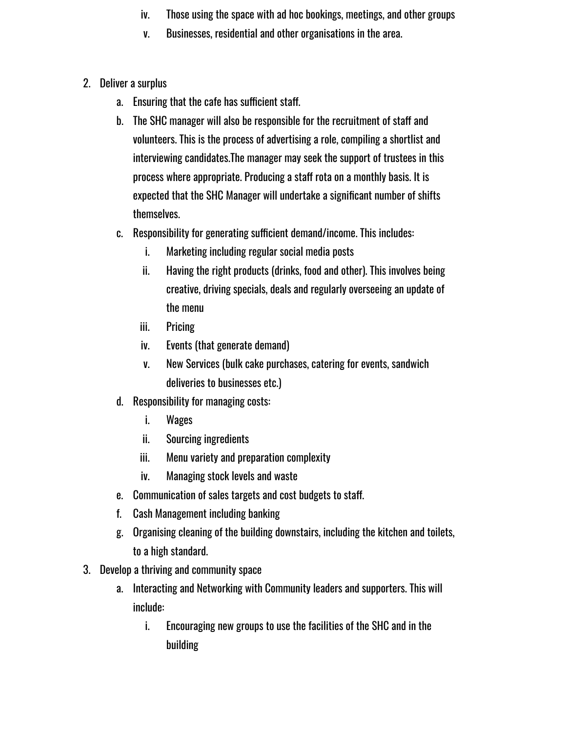iv. Those using the space with ad hoc bookings, meetings, and other groups
   v. Businesses, residential and other organisations in the area.

2. Deliver a surplus
   a. Ensuring that the cafe has sufficient staff.
   b. The SHC manager will also be responsible for the recruitment of staff and volunteers. This is the process of advertising a role, compiling a shortlist and interviewing candidates.The manager may seek the support of trustees in this process where appropriate. Producing a staff rota on a monthly basis. It is expected that the SHC Manager will undertake a significant number of shifts themselves.
   c. Responsibility for generating sufficient demand/income. This includes:
      i. Marketing including regular social media posts
      ii. Having the right products (drinks, food and other). This involves being creative, driving specials, deals and regularly overseeing an update of the menu
      iii. Pricing
      iv. Events (that generate demand)
      v. New Services (bulk cake purchases, catering for events, sandwich deliveries to businesses etc.)
   d. Responsibility for managing costs:
      i. Wages
      ii. Sourcing ingredients
      iii. Menu variety and preparation complexity
      iv. Managing stock levels and waste
   e. Communication of sales targets and cost budgets to staff.
   f. Cash Management including banking
   g. Organising cleaning of the building downstairs, including the kitchen and toilets, to a high standard.
3. Develop a thriving and community space
   a. Interacting and Networking with Community leaders and supporters. This will include:
      i. Encouraging new groups to use the facilities of the SHC and in the building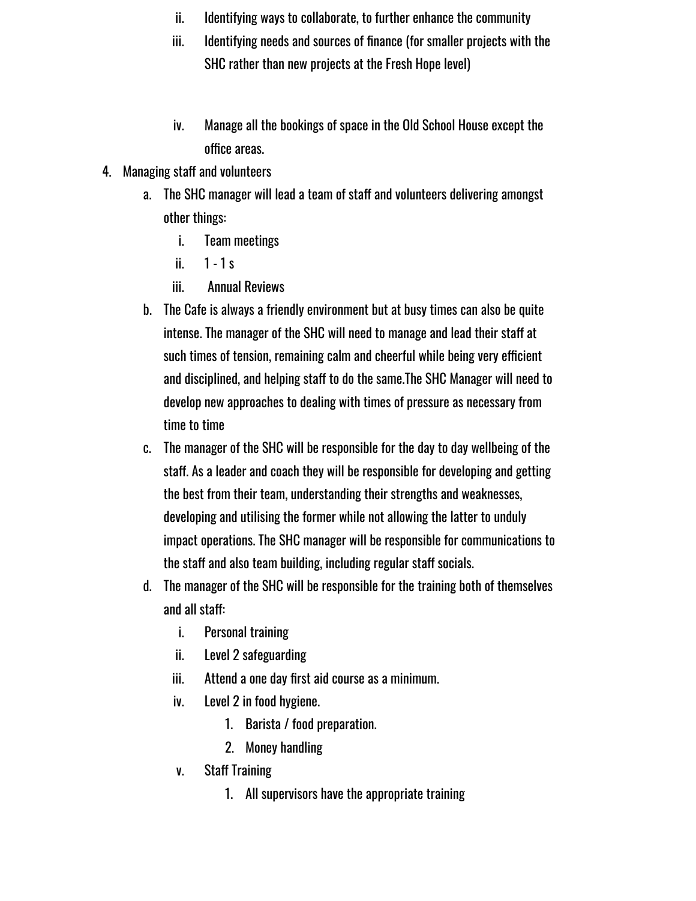ii. Identifying ways to collaborate, to further enhance the community
   iii. Identifying needs and sources of finance (for smaller projects with the SHC rather than new projects at the Fresh Hope level)

   iv. Manage all the bookings of space in the Old School House except the office areas.

4. Managing staff and volunteers
   a. The SHC manager will lead a team of staff and volunteers delivering amongst other things:
      i. Team meetings
      ii. 1 - 1 s
      iii. Annual Reviews
   b. The Cafe is always a friendly environment but at busy times can also be quite intense. The manager of the SHC will need to manage and lead their staff at such times of tension, remaining calm and cheerful while being very efficient and disciplined, and helping staff to do the same.The SHC Manager will need to develop new approaches to dealing with times of pressure as necessary from time to time
   c. The manager of the SHC will be responsible for the day to day wellbeing of the staff. As a leader and coach they will be responsible for developing and getting the best from their team, understanding their strengths and weaknesses, developing and utilising the former while not allowing the latter to unduly impact operations. The SHC manager will be responsible for communications to the staff and also team building, including regular staff socials.
   d. The manager of the SHC will be responsible for the training both of themselves and all staff:
      i. Personal training
      ii. Level 2 safeguarding
      iii. Attend a one day first aid course as a minimum.
      iv. Level 2 in food hygiene.
         1. Barista / food preparation.
         2. Money handling
      v. Staff Training
         1. All supervisors have the appropriate training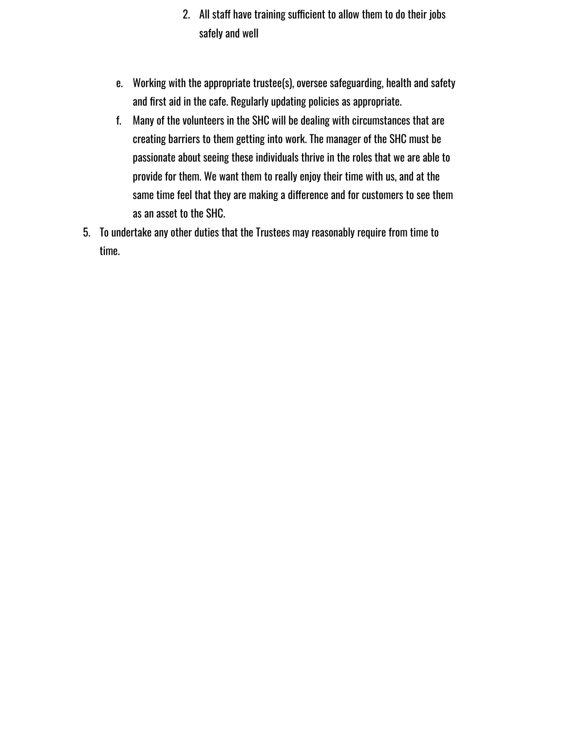2. All staff have training sufficient to allow them to do their jobs safely and well

    e. Working with the appropriate trustee(s), oversee safeguarding, health and safety and first aid in the cafe. Regularly updating policies as appropriate.
    f. Many of the volunteers in the SHC will be dealing with circumstances that are creating barriers to them getting into work. The manager of the SHC must be passionate about seeing these individuals thrive in the roles that we are able to provide for them. We want them to really enjoy their time with us, and at the same time feel that they are making a difference and for customers to see them as an asset to the SHC.

5. To undertake any other duties that the Trustees may reasonably require from time to time.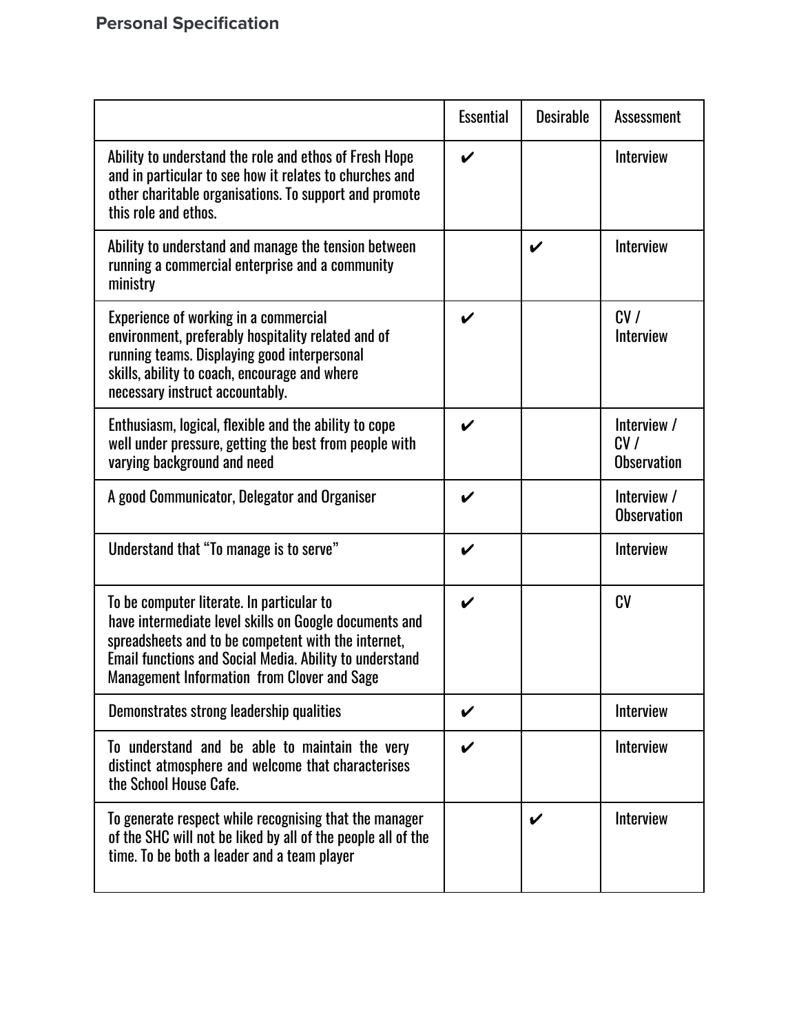## Personal Specification

| | Essential | Desirable | Assessment |
|---|---|---|---|
| Ability to understand the role and ethos of Fresh Hope and in particular to see how it relates to churches and other charitable organisations. To support and promote this role and ethos. | ✔ | | Interview |
| Ability to understand and manage the tension between running a commercial enterprise and a community ministry | | ✔ | Interview |
| Experience of working in a commercial environment, preferably hospitality related and of running teams. Displaying good interpersonal skills, ability to coach, encourage and where necessary instruct accountably. | ✔ | | CV / Interview |
| Enthusiasm, logical, flexible and the ability to cope well under pressure, getting the best from people with varying background and need | ✔ | | Interview / CV / Observation |
| A good Communicator, Delegator and Organiser | ✔ | | Interview / Observation |
| Understand that "To manage is to serve" | ✔ | | Interview |
| To be computer literate. In particular to have intermediate level skills on Google documents and spreadsheets and to be competent with the internet, Email functions and Social Media. Ability to understand Management Information from Clover and Sage | ✔ | | CV |
| Demonstrates strong leadership qualities | ✔ | | Interview |
| To understand and be able to maintain the very distinct atmosphere and welcome that characterises the School House Cafe. | ✔ | | Interview |
| To generate respect while recognising that the manager of the SHC will not be liked by all of the people all of the time. To be both a leader and a team player | | ✔ | Interview |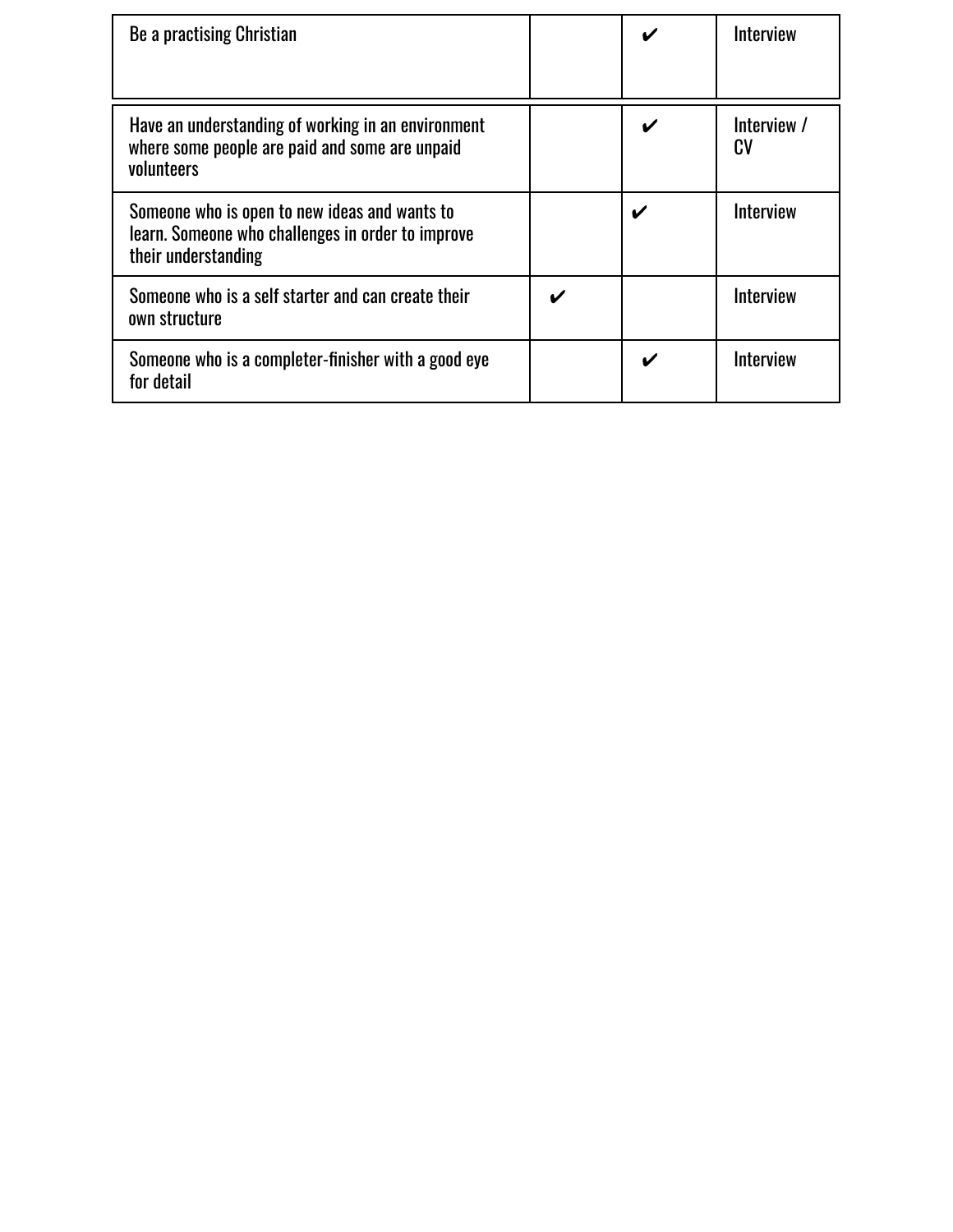| | | | |
|---|---|---|---|
| Be a practising Christian | | ✔ | Interview |
| Have an understanding of working in an environment where some people are paid and some are unpaid volunteers | | ✔ | Interview / CV |
| Someone who is open to new ideas and wants to learn. Someone who challenges in order to improve their understanding | | ✔ | Interview |
| Someone who is a self starter and can create their own structure | ✔ | | Interview |
| Someone who is a completer-finisher with a good eye for detail | | ✔ | Interview |